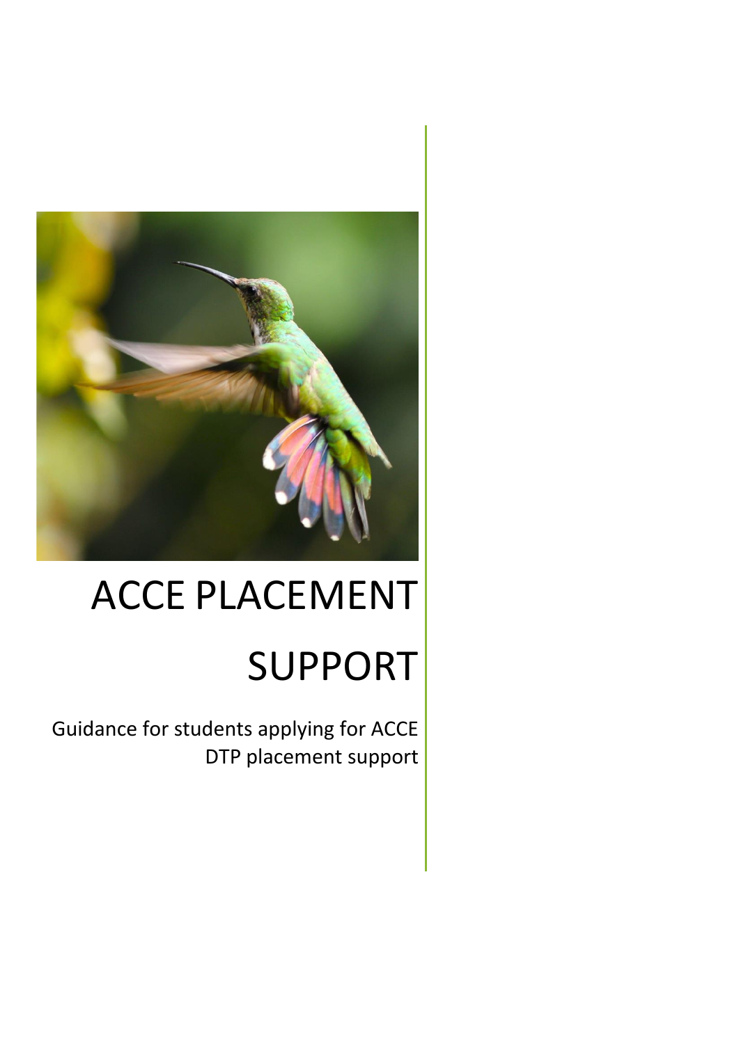# ACCE PLACEMENT SUPPORT

Guidance for students applying for ACCE DTP placement support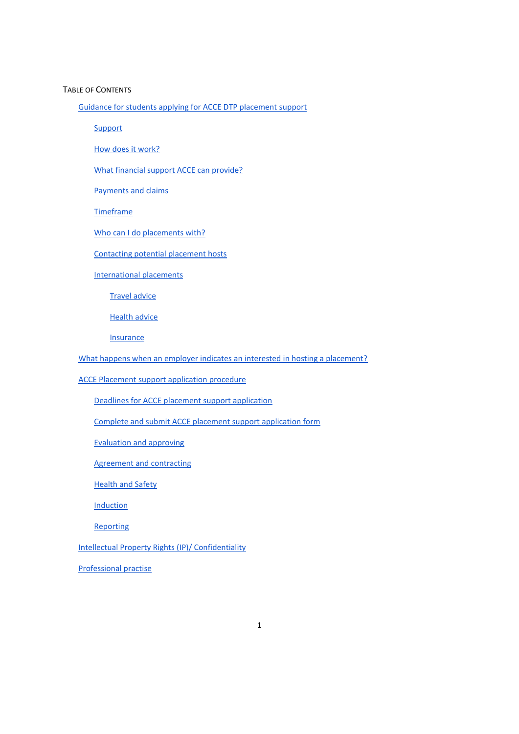## Table of Contents

- Guidance for students applying for ACCE DTP placement support
  - Support
  - How does it work?
  - What financial support ACCE can provide?
  - Payments and claims
  - Timeframe
  - Who can I do placements with?
  - Contacting potential placement hosts
  - International placements
    - Travel advice
    - Health advice
    - Insurance
- What happens when an employer indicates an interested in hosting a placement?
- ACCE Placement support application procedure
  - Deadlines for ACCE placement support application
  - Complete and submit ACCE placement support application form
  - Evaluation and approving
  - Agreement and contracting
  - Health and Safety
  - Induction
  - Reporting
- Intellectual Property Rights (IP)/ Confidentiality
- Professional practise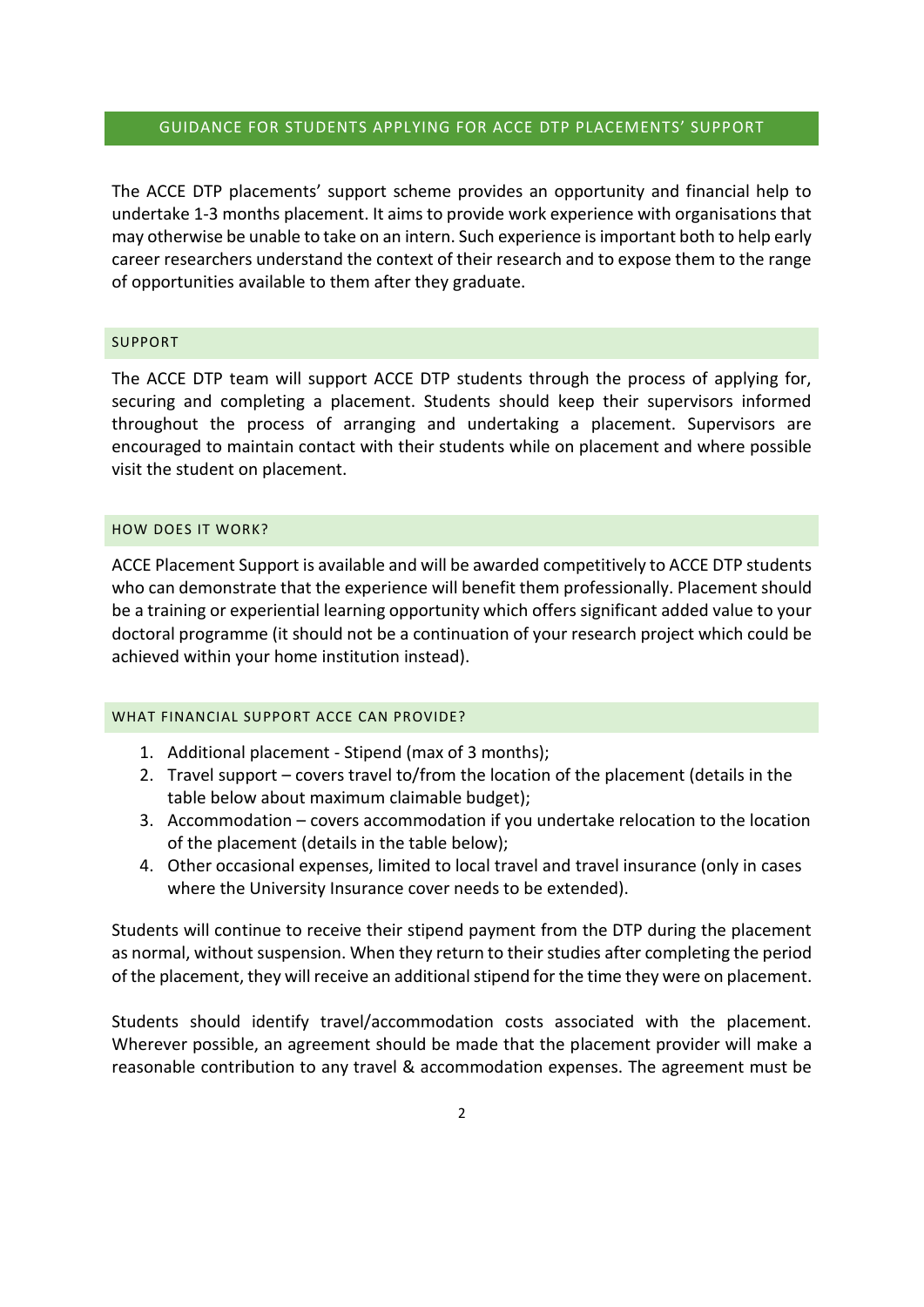## GUIDANCE FOR STUDENTS APPLYING FOR ACCE DTP PLACEMENTS' SUPPORT

The ACCE DTP placements' support scheme provides an opportunity and financial help to undertake 1-3 months placement. It aims to provide work experience with organisations that may otherwise be unable to take on an intern. Such experience is important both to help early career researchers understand the context of their research and to expose them to the range of opportunities available to them after they graduate.

### SUPPORT

The ACCE DTP team will support ACCE DTP students through the process of applying for, securing and completing a placement. Students should keep their supervisors informed throughout the process of arranging and undertaking a placement. Supervisors are encouraged to maintain contact with their students while on placement and where possible visit the student on placement.

### HOW DOES IT WORK?

ACCE Placement Support is available and will be awarded competitively to ACCE DTP students who can demonstrate that the experience will benefit them professionally. Placement should be a training or experiential learning opportunity which offers significant added value to your doctoral programme (it should not be a continuation of your research project which could be achieved within your home institution instead).

### WHAT FINANCIAL SUPPORT ACCE CAN PROVIDE?

1. Additional placement - Stipend (max of 3 months);
2. Travel support – covers travel to/from the location of the placement (details in the table below about maximum claimable budget);
3. Accommodation – covers accommodation if you undertake relocation to the location of the placement (details in the table below);
4. Other occasional expenses, limited to local travel and travel insurance (only in cases where the University Insurance cover needs to be extended).

Students will continue to receive their stipend payment from the DTP during the placement as normal, without suspension. When they return to their studies after completing the period of the placement, they will receive an additional stipend for the time they were on placement.

Students should identify travel/accommodation costs associated with the placement. Wherever possible, an agreement should be made that the placement provider will make a reasonable contribution to any travel & accommodation expenses. The agreement must be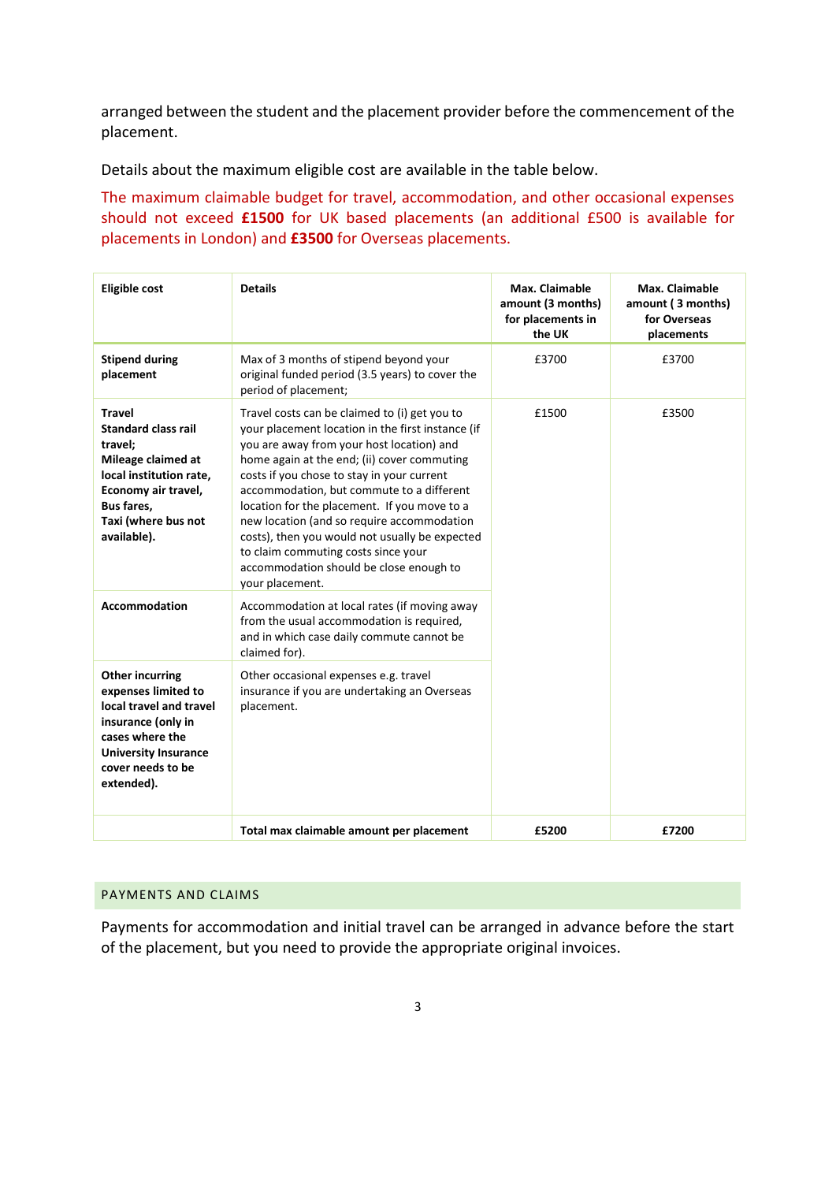arranged between the student and the placement provider before the commencement of the placement.

Details about the maximum eligible cost are available in the table below.

The maximum claimable budget for travel, accommodation, and other occasional expenses should not exceed **£1500** for UK based placements (an additional £500 is available for placements in London) and **£3500** for Overseas placements.

| Eligible cost | Details | Max. Claimable amount (3 months) for placements in the UK | Max. Claimable amount ( 3 months) for Overseas placements |
|---|---|---|---|
| **Stipend during placement** | Max of 3 months of stipend beyond your original funded period (3.5 years) to cover the period of placement; | £3700 | £3700 |
| **Travel Standard class rail travel; Mileage claimed at local institution rate, Economy air travel, Bus fares, Taxi (where bus not available).** | Travel costs can be claimed to (i) get you to your placement location in the first instance (if you are away from your host location) and home again at the end; (ii) cover commuting costs if you chose to stay in your current accommodation, but commute to a different location for the placement. If you move to a new location (and so require accommodation costs), then you would not usually be expected to claim commuting costs since your accommodation should be close enough to your placement. | £1500 | £3500 |
| **Accommodation** | Accommodation at local rates (if moving away from the usual accommodation is required, and in which case daily commute cannot be claimed for). | | |
| **Other incurring expenses limited to local travel and travel insurance (only in cases where the University Insurance cover needs to be extended).** | Other occasional expenses e.g. travel insurance if you are undertaking an Overseas placement. | | |
| | **Total max claimable amount per placement** | **£5200** | **£7200** |

## PAYMENTS AND CLAIMS

Payments for accommodation and initial travel can be arranged in advance before the start of the placement, but you need to provide the appropriate original invoices.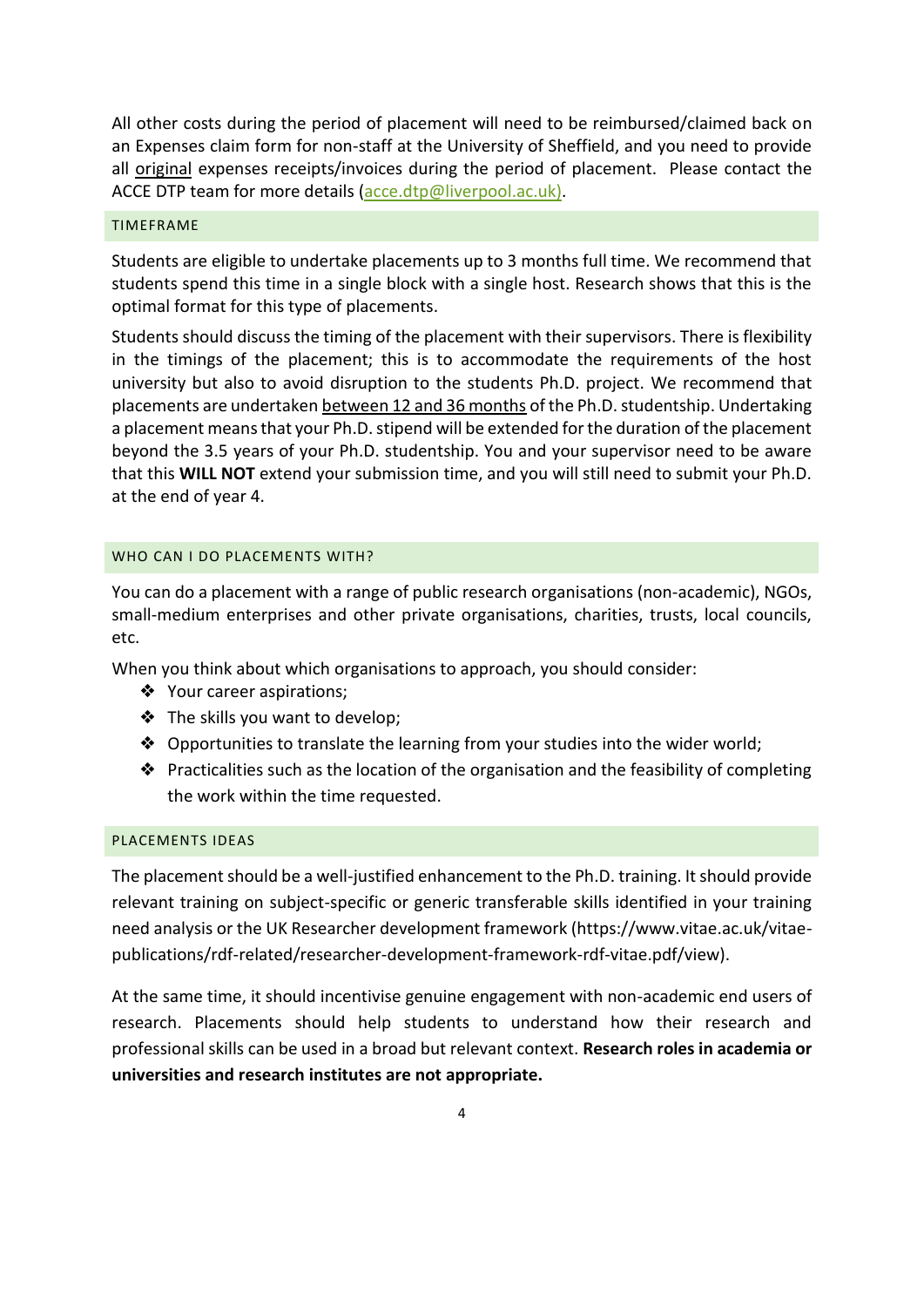All other costs during the period of placement will need to be reimbursed/claimed back on an Expenses claim form for non-staff at the University of Sheffield, and you need to provide all original expenses receipts/invoices during the period of placement. Please contact the ACCE DTP team for more details (acce.dtp@liverpool.ac.uk).

## TIMEFRAME

Students are eligible to undertake placements up to 3 months full time. We recommend that students spend this time in a single block with a single host. Research shows that this is the optimal format for this type of placements.

Students should discuss the timing of the placement with their supervisors. There is flexibility in the timings of the placement; this is to accommodate the requirements of the host university but also to avoid disruption to the students Ph.D. project. We recommend that placements are undertaken between 12 and 36 months of the Ph.D. studentship. Undertaking a placement means that your Ph.D. stipend will be extended for the duration of the placement beyond the 3.5 years of your Ph.D. studentship. You and your supervisor need to be aware that this **WILL NOT** extend your submission time, and you will still need to submit your Ph.D. at the end of year 4.

## WHO CAN I DO PLACEMENTS WITH?

You can do a placement with a range of public research organisations (non-academic), NGOs, small-medium enterprises and other private organisations, charities, trusts, local councils, etc.

When you think about which organisations to approach, you should consider:

- Your career aspirations;
- The skills you want to develop;
- Opportunities to translate the learning from your studies into the wider world;
- Practicalities such as the location of the organisation and the feasibility of completing the work within the time requested.

## PLACEMENTS IDEAS

The placement should be a well-justified enhancement to the Ph.D. training. It should provide relevant training on subject-specific or generic transferable skills identified in your training need analysis or the UK Researcher development framework (https://www.vitae.ac.uk/vitae-publications/rdf-related/researcher-development-framework-rdf-vitae.pdf/view).

At the same time, it should incentivise genuine engagement with non-academic end users of research. Placements should help students to understand how their research and professional skills can be used in a broad but relevant context. **Research roles in academia or universities and research institutes are not appropriate.**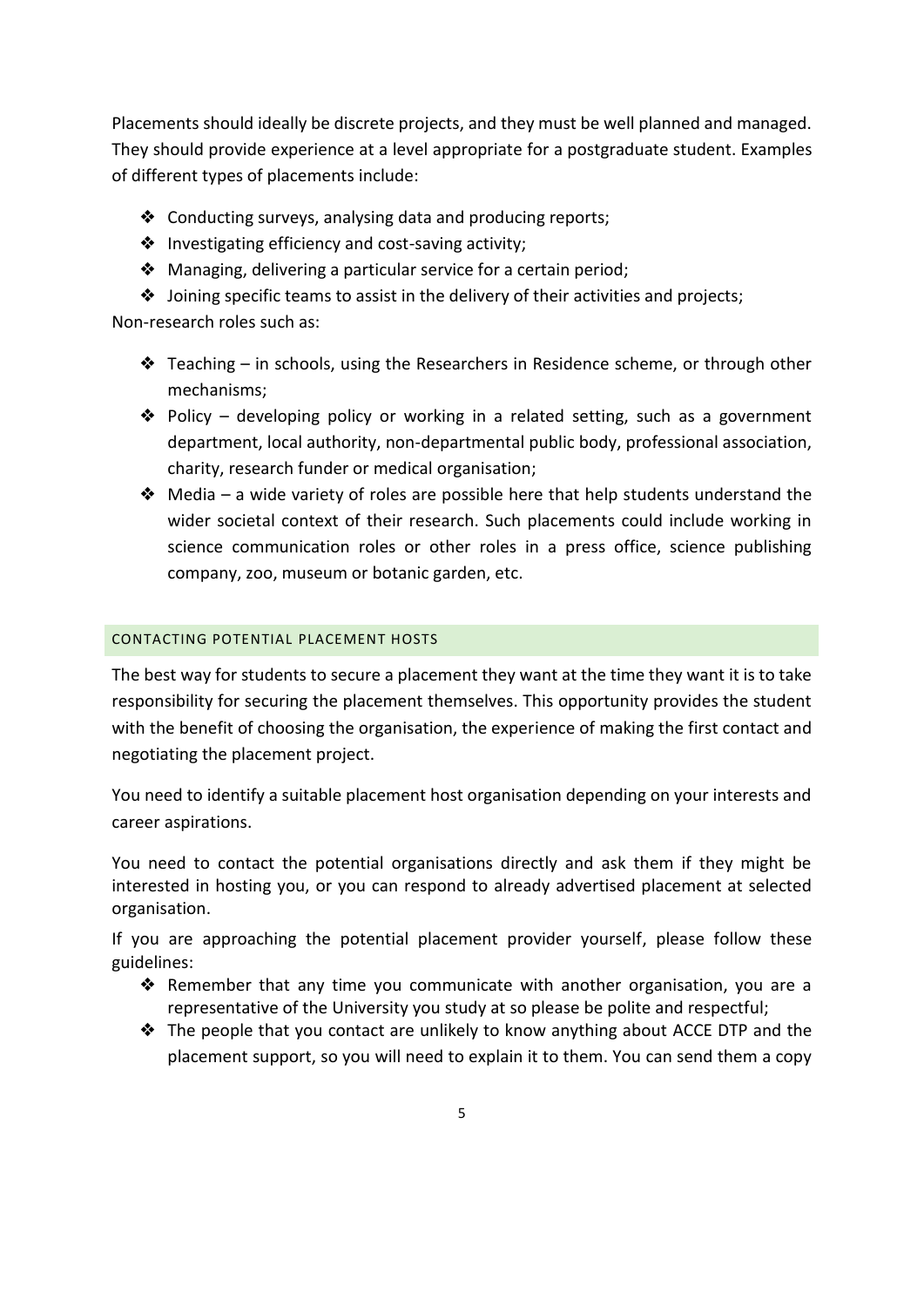Placements should ideally be discrete projects, and they must be well planned and managed. They should provide experience at a level appropriate for a postgraduate student. Examples of different types of placements include:

- Conducting surveys, analysing data and producing reports;
- Investigating efficiency and cost-saving activity;
- Managing, delivering a particular service for a certain period;
- Joining specific teams to assist in the delivery of their activities and projects;

Non-research roles such as:

- Teaching – in schools, using the Researchers in Residence scheme, or through other mechanisms;
- Policy – developing policy or working in a related setting, such as a government department, local authority, non-departmental public body, professional association, charity, research funder or medical organisation;
- Media – a wide variety of roles are possible here that help students understand the wider societal context of their research. Such placements could include working in science communication roles or other roles in a press office, science publishing company, zoo, museum or botanic garden, etc.

## CONTACTING POTENTIAL PLACEMENT HOSTS

The best way for students to secure a placement they want at the time they want it is to take responsibility for securing the placement themselves. This opportunity provides the student with the benefit of choosing the organisation, the experience of making the first contact and negotiating the placement project.

You need to identify a suitable placement host organisation depending on your interests and career aspirations.

You need to contact the potential organisations directly and ask them if they might be interested in hosting you, or you can respond to already advertised placement at selected organisation.

If you are approaching the potential placement provider yourself, please follow these guidelines:

- Remember that any time you communicate with another organisation, you are a representative of the University you study at so please be polite and respectful;
- The people that you contact are unlikely to know anything about ACCE DTP and the placement support, so you will need to explain it to them. You can send them a copy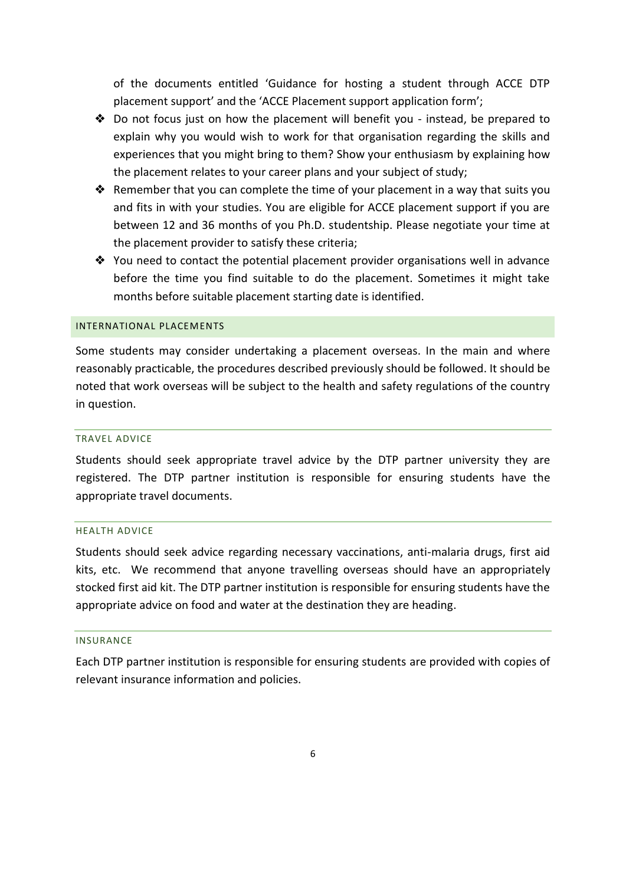of the documents entitled 'Guidance for hosting a student through ACCE DTP placement support' and the 'ACCE Placement support application form';

- Do not focus just on how the placement will benefit you - instead, be prepared to explain why you would wish to work for that organisation regarding the skills and experiences that you might bring to them? Show your enthusiasm by explaining how the placement relates to your career plans and your subject of study;
- Remember that you can complete the time of your placement in a way that suits you and fits in with your studies. You are eligible for ACCE placement support if you are between 12 and 36 months of you Ph.D. studentship. Please negotiate your time at the placement provider to satisfy these criteria;
- You need to contact the potential placement provider organisations well in advance before the time you find suitable to do the placement. Sometimes it might take months before suitable placement starting date is identified.

## INTERNATIONAL PLACEMENTS

Some students may consider undertaking a placement overseas. In the main and where reasonably practicable, the procedures described previously should be followed. It should be noted that work overseas will be subject to the health and safety regulations of the country in question.

### TRAVEL ADVICE

Students should seek appropriate travel advice by the DTP partner university they are registered. The DTP partner institution is responsible for ensuring students have the appropriate travel documents.

### HEALTH ADVICE

Students should seek advice regarding necessary vaccinations, anti-malaria drugs, first aid kits, etc. We recommend that anyone travelling overseas should have an appropriately stocked first aid kit. The DTP partner institution is responsible for ensuring students have the appropriate advice on food and water at the destination they are heading.

### INSURANCE

Each DTP partner institution is responsible for ensuring students are provided with copies of relevant insurance information and policies.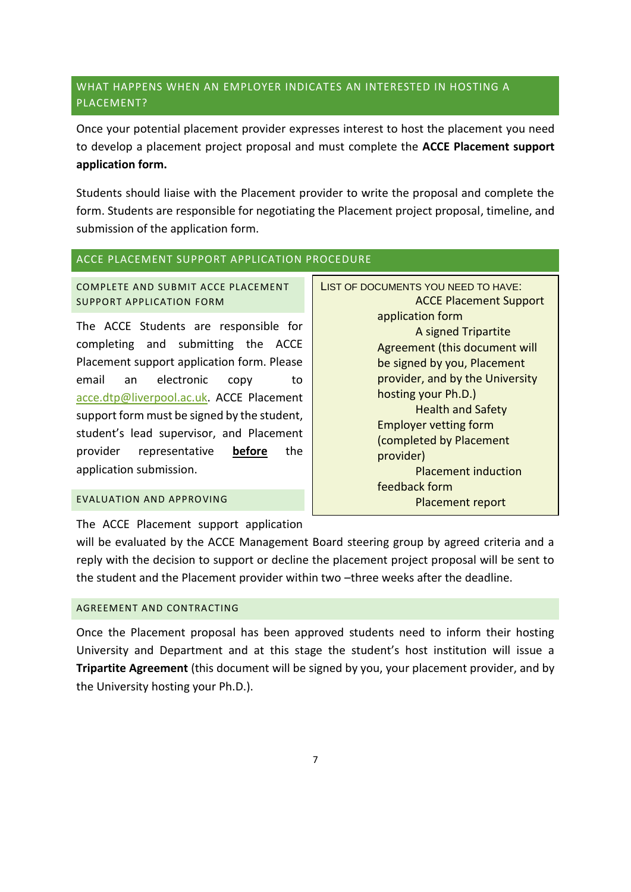## WHAT HAPPENS WHEN AN EMPLOYER INDICATES AN INTERESTED IN HOSTING A PLACEMENT?

Once your potential placement provider expresses interest to host the placement you need to develop a placement project proposal and must complete the **ACCE Placement support application form.**

Students should liaise with the Placement provider to write the proposal and complete the form. Students are responsible for negotiating the Placement project proposal, timeline, and submission of the application form.

## ACCE PLACEMENT SUPPORT APPLICATION PROCEDURE

### COMPLETE AND SUBMIT ACCE PLACEMENT SUPPORT APPLICATION FORM

The ACCE Students are responsible for completing and submitting the ACCE Placement support application form. Please email an electronic copy to acce.dtp@liverpool.ac.uk. ACCE Placement support form must be signed by the student, student's lead supervisor, and Placement provider representative **before** the application submission.

LIST OF DOCUMENTS YOU NEED TO HAVE:

- ACCE Placement Support application form
- A signed Tripartite Agreement (this document will be signed by you, Placement provider, and by the University hosting your Ph.D.)
- Health and Safety Employer vetting form (completed by Placement provider)
- Placement induction feedback form
- Placement report

### EVALUATION AND APPROVING

The ACCE Placement support application will be evaluated by the ACCE Management Board steering group by agreed criteria and a reply with the decision to support or decline the placement project proposal will be sent to the student and the Placement provider within two –three weeks after the deadline.

### AGREEMENT AND CONTRACTING

Once the Placement proposal has been approved students need to inform their hosting University and Department and at this stage the student's host institution will issue a **Tripartite Agreement** (this document will be signed by you, your placement provider, and by the University hosting your Ph.D.).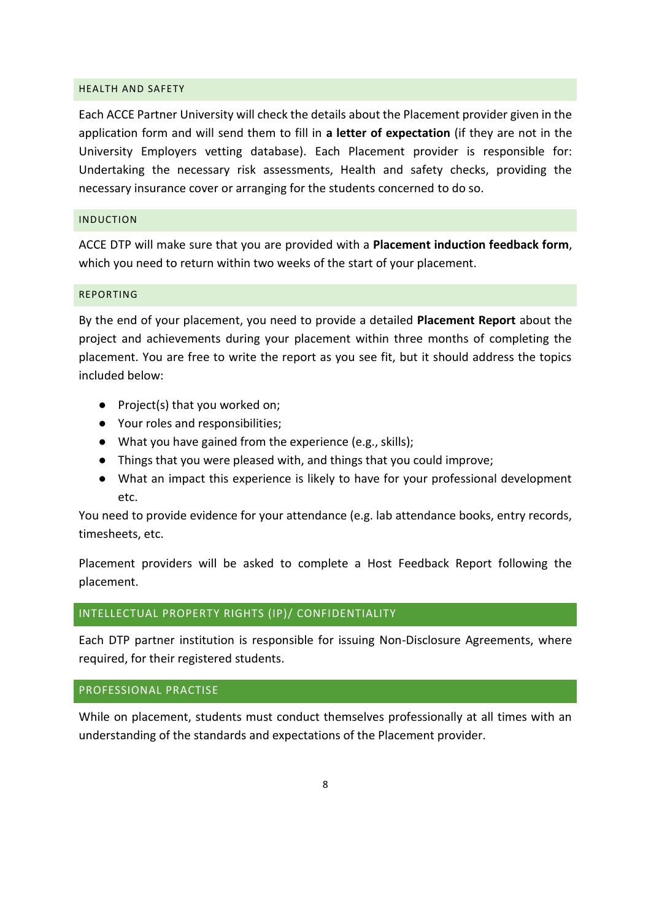### HEALTH AND SAFETY

Each ACCE Partner University will check the details about the Placement provider given in the application form and will send them to fill in **a letter of expectation** (if they are not in the University Employers vetting database). Each Placement provider is responsible for: Undertaking the necessary risk assessments, Health and safety checks, providing the necessary insurance cover or arranging for the students concerned to do so.

### INDUCTION

ACCE DTP will make sure that you are provided with a **Placement induction feedback form**, which you need to return within two weeks of the start of your placement.

### REPORTING

By the end of your placement, you need to provide a detailed **Placement Report** about the project and achievements during your placement within three months of completing the placement. You are free to write the report as you see fit, but it should address the topics included below:

- Project(s) that you worked on;
- Your roles and responsibilities;
- What you have gained from the experience (e.g., skills);
- Things that you were pleased with, and things that you could improve;
- What an impact this experience is likely to have for your professional development etc.

You need to provide evidence for your attendance (e.g. lab attendance books, entry records, timesheets, etc.

Placement providers will be asked to complete a Host Feedback Report following the placement.

## INTELLECTUAL PROPERTY RIGHTS (IP)/ CONFIDENTIALITY

Each DTP partner institution is responsible for issuing Non-Disclosure Agreements, where required, for their registered students.

## PROFESSIONAL PRACTISE

While on placement, students must conduct themselves professionally at all times with an understanding of the standards and expectations of the Placement provider.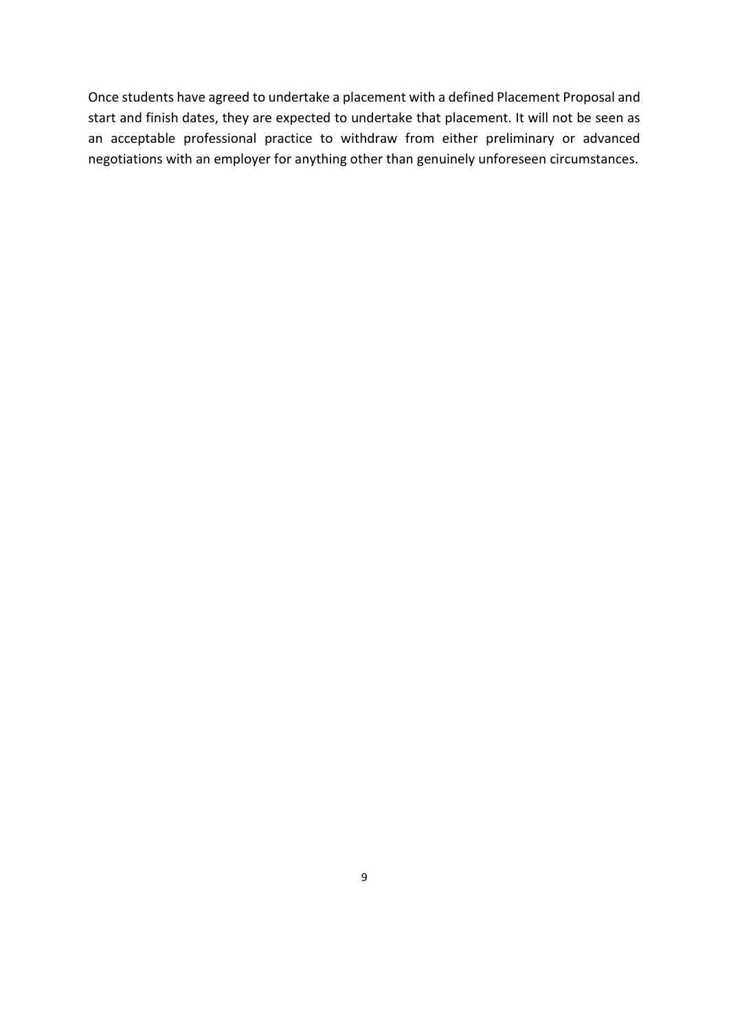Once students have agreed to undertake a placement with a defined Placement Proposal and start and finish dates, they are expected to undertake that placement. It will not be seen as an acceptable professional practice to withdraw from either preliminary or advanced negotiations with an employer for anything other than genuinely unforeseen circumstances.